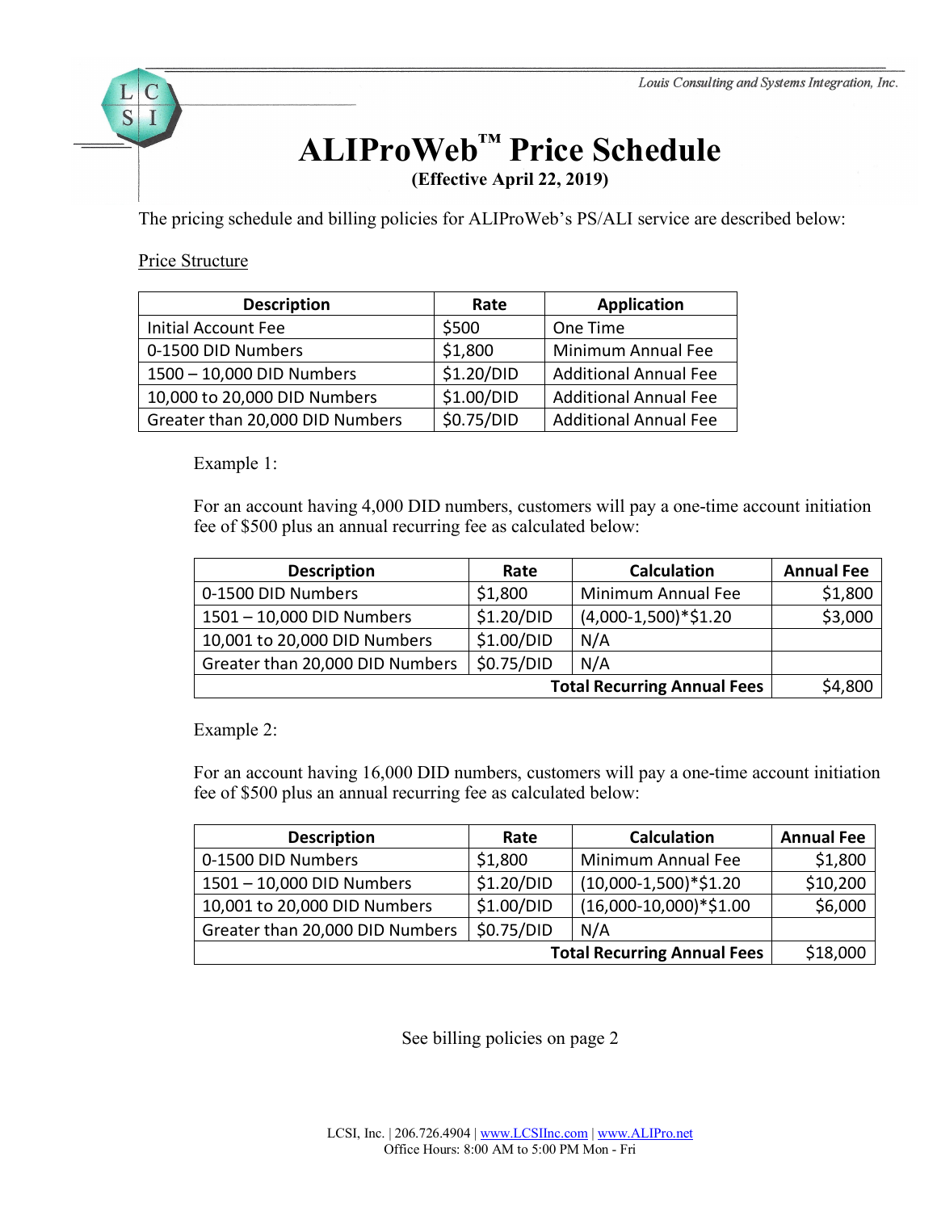# ALIProWeb™ Price Schedule

**(Effective April 22, 2019)**

The pricing schedule and billing policies for ALIProWeb's PS/ALI service are described below:

<u>Price Structure</u>

| Description | Rate | Application |
|---|---|---|
| Initial Account Fee | $500 | One Time |
| 0-1500 DID Numbers | $1,800 | Minimum Annual Fee |
| 1500 – 10,000 DID Numbers | $1.20/DID | Additional Annual Fee |
| 10,000 to 20,000 DID Numbers | $1.00/DID | Additional Annual Fee |
| Greater than 20,000 DID Numbers | $0.75/DID | Additional Annual Fee |

Example 1:

For an account having 4,000 DID numbers, customers will pay a one-time account initiation fee of $500 plus an annual recurring fee as calculated below:

| Description | Rate | Calculation | Annual Fee |
|---|---|---|---|
| 0-1500 DID Numbers | $1,800 | Minimum Annual Fee | $1,800 |
| 1501 – 10,000 DID Numbers | $1.20/DID | (4,000-1,500)*$1.20 | $3,000 |
| 10,001 to 20,000 DID Numbers | $1.00/DID | N/A | |
| Greater than 20,000 DID Numbers | $0.75/DID | N/A | |
| | | **Total Recurring Annual Fees** | $4,800 |

Example 2:

For an account having 16,000 DID numbers, customers will pay a one-time account initiation fee of $500 plus an annual recurring fee as calculated below:

| Description | Rate | Calculation | Annual Fee |
|---|---|---|---|
| 0-1500 DID Numbers | $1,800 | Minimum Annual Fee | $1,800 |
| 1501 – 10,000 DID Numbers | $1.20/DID | (10,000-1,500)*$1.20 | $10,200 |
| 10,001 to 20,000 DID Numbers | $1.00/DID | (16,000-10,000)*$1.00 | $6,000 |
| Greater than 20,000 DID Numbers | $0.75/DID | N/A | |
| | | **Total Recurring Annual Fees** | $18,000 |

See billing policies on page 2

LCSI, Inc. | 206.726.4904 | www.LCSIInc.com | www.ALIPro.net
Office Hours: 8:00 AM to 5:00 PM Mon - Fri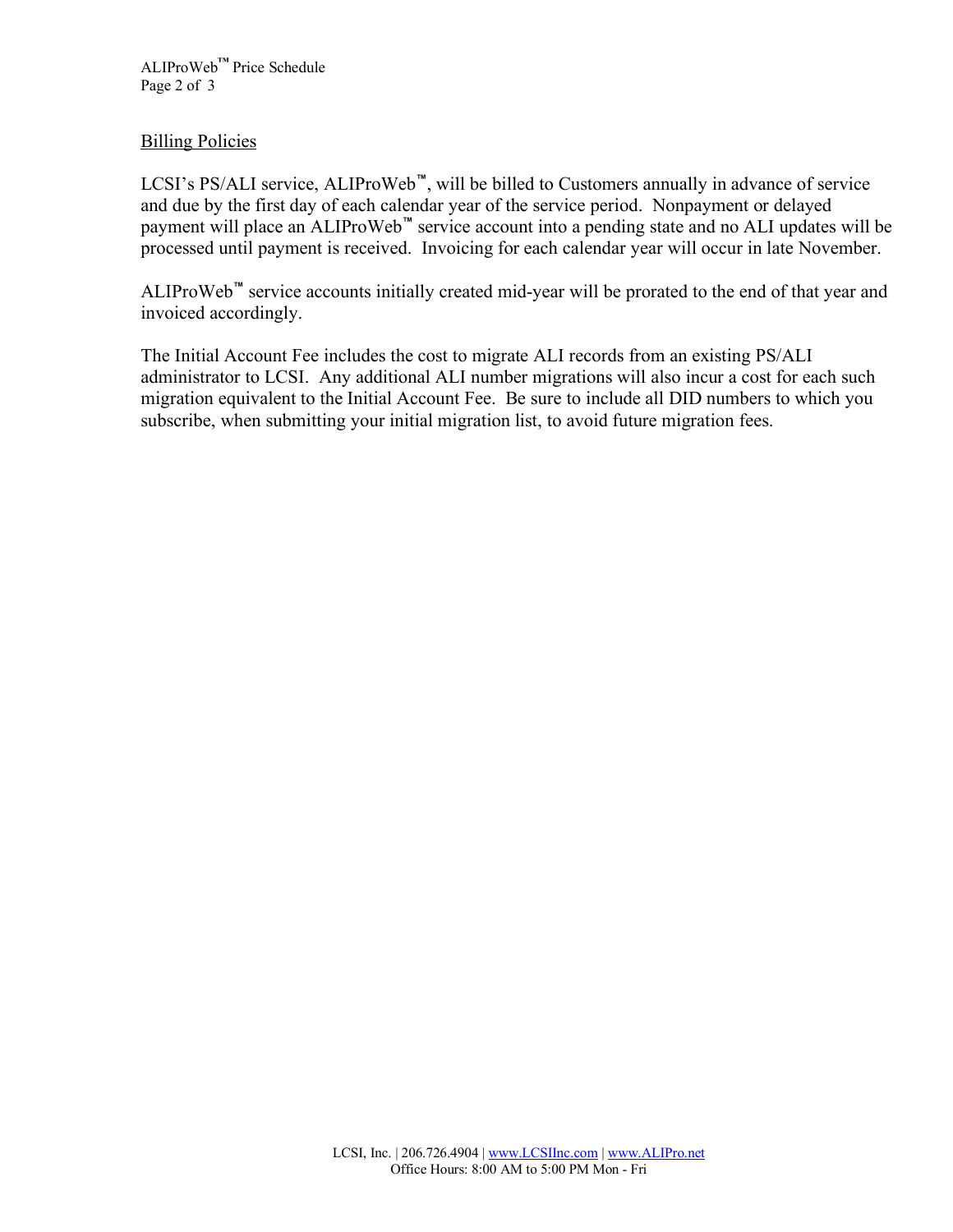## Billing Policies

LCSI's PS/ALI service, ALIProWeb™, will be billed to Customers annually in advance of service and due by the first day of each calendar year of the service period. Nonpayment or delayed payment will place an ALIProWeb™ service account into a pending state and no ALI updates will be processed until payment is received. Invoicing for each calendar year will occur in late November.

ALIProWeb™ service accounts initially created mid-year will be prorated to the end of that year and invoiced accordingly.

The Initial Account Fee includes the cost to migrate ALI records from an existing PS/ALI administrator to LCSI. Any additional ALI number migrations will also incur a cost for each such migration equivalent to the Initial Account Fee. Be sure to include all DID numbers to which you subscribe, when submitting your initial migration list, to avoid future migration fees.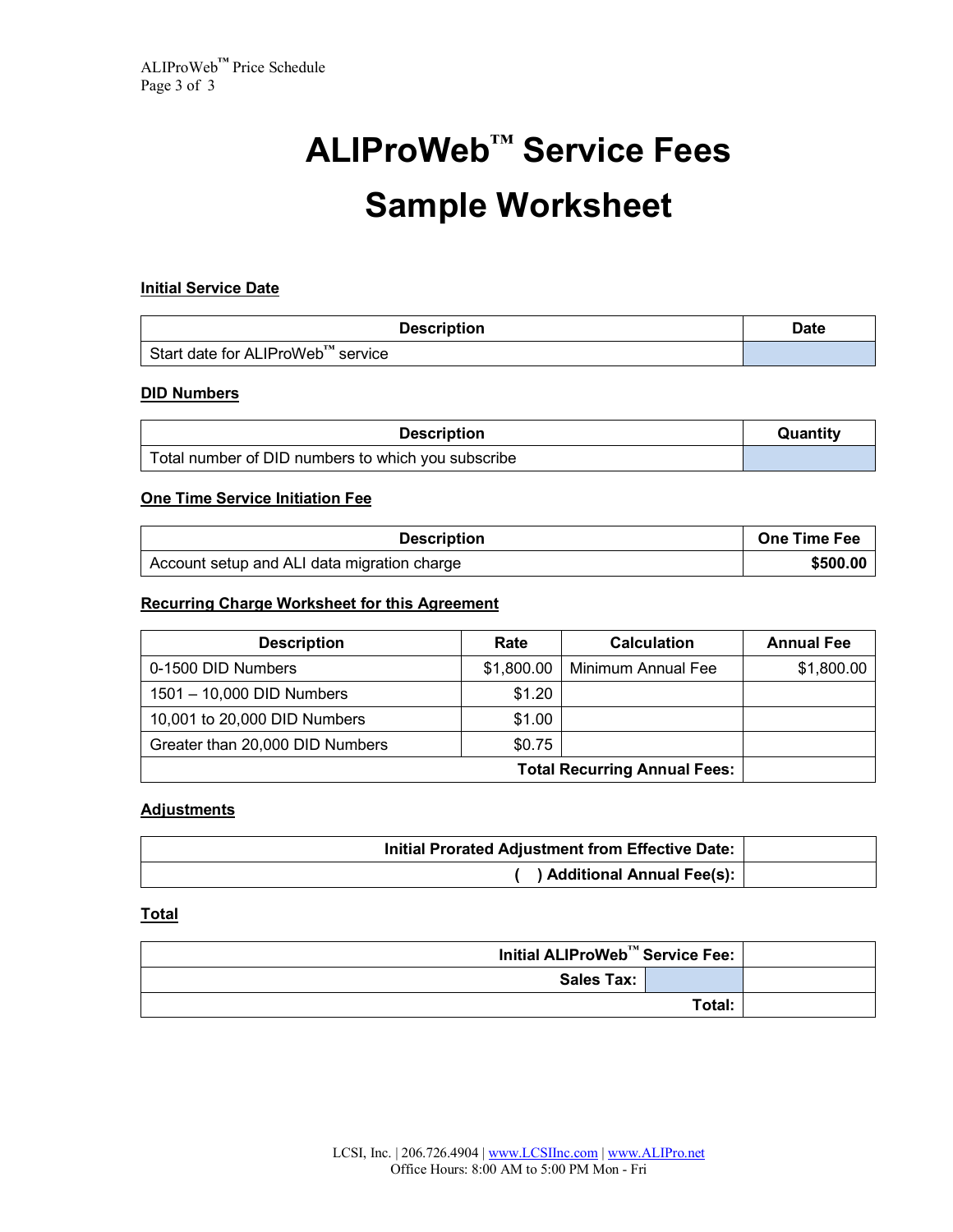# ALIProWeb™ Service Fees

# Sample Worksheet

**Initial Service Date**

| Description | Date |
|---|---|
| Start date for ALIProWeb™ service | |

**DID Numbers**

| Description | Quantity |
|---|---|
| Total number of DID numbers to which you subscribe | |

**One Time Service Initiation Fee**

| Description | One Time Fee |
|---|---|
| Account setup and ALI data migration charge | **$500.00** |

**Recurring Charge Worksheet for this Agreement**

| Description | Rate | Calculation | Annual Fee |
|---|---|---|---|
| 0-1500 DID Numbers | $1,800.00 | Minimum Annual Fee | $1,800.00 |
| 1501 – 10,000 DID Numbers | $1.20 | | |
| 10,001 to 20,000 DID Numbers | $1.00 | | |
| Greater than 20,000 DID Numbers | $0.75 | | |
| | | **Total Recurring Annual Fees:** | |

**Adjustments**

| | |
|---|---|
| **Initial Prorated Adjustment from Effective Date:** | |
| **(    ) Additional Annual Fee(s):** | |

**Total**

| | | |
|---|---|---|
| **Initial ALIProWeb™ Service Fee:** | | |
| **Sales Tax:** | | |
| **Total:** | | |

LCSI, Inc. | 206.726.4904 | www.LCSIInc.com | www.ALIPro.net
Office Hours: 8:00 AM to 5:00 PM Mon - Fri